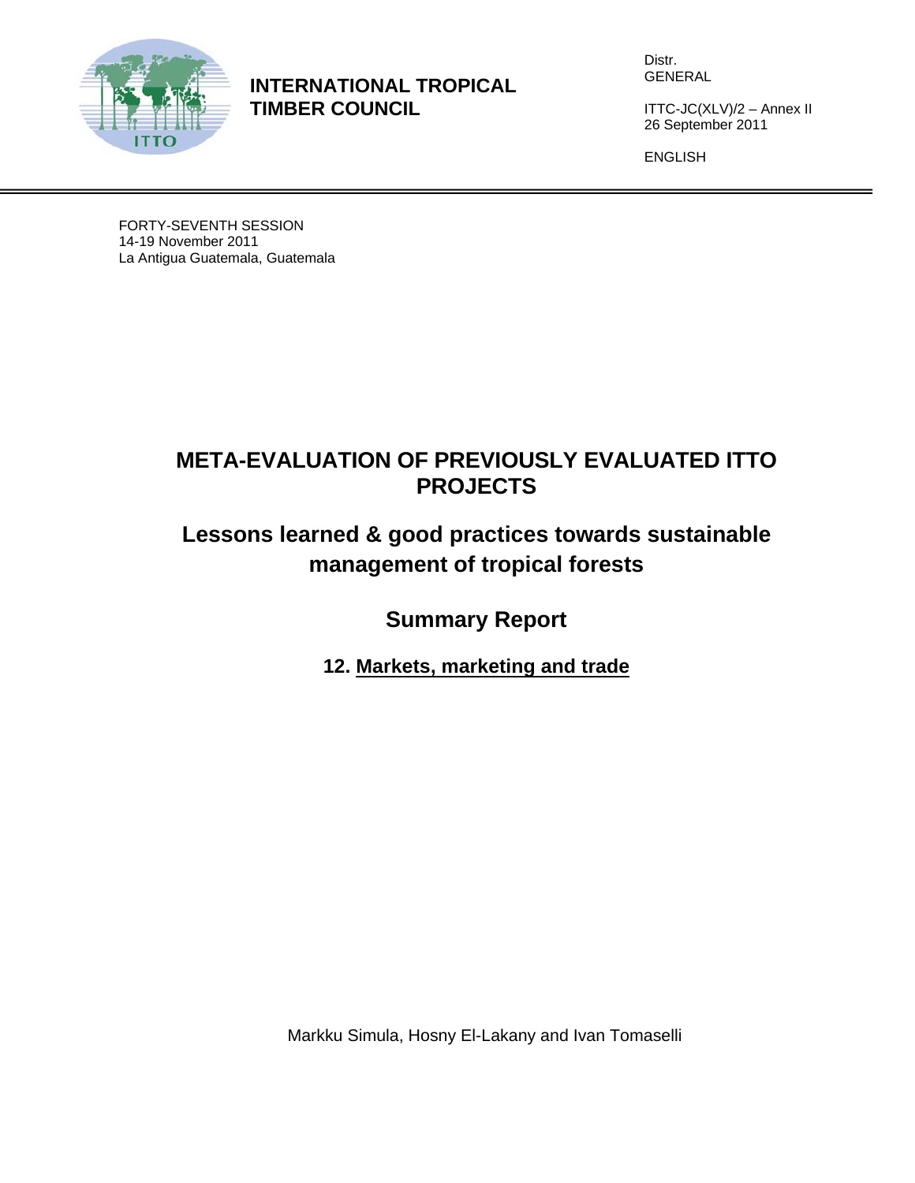**INTERNATIONAL TROPICAL TIMBER COUNCIL**

Distr.
GENERAL

ITTC-JC(XLV)/2 – Annex II
26 September 2011

ENGLISH

FORTY-SEVENTH SESSION
14-19 November 2011
La Antigua Guatemala, Guatemala

# META-EVALUATION OF PREVIOUSLY EVALUATED ITTO PROJECTS

## Lessons learned & good practices towards sustainable management of tropical forests

## Summary Report

### 12. Markets, marketing and trade

Markku Simula, Hosny El-Lakany and Ivan Tomaselli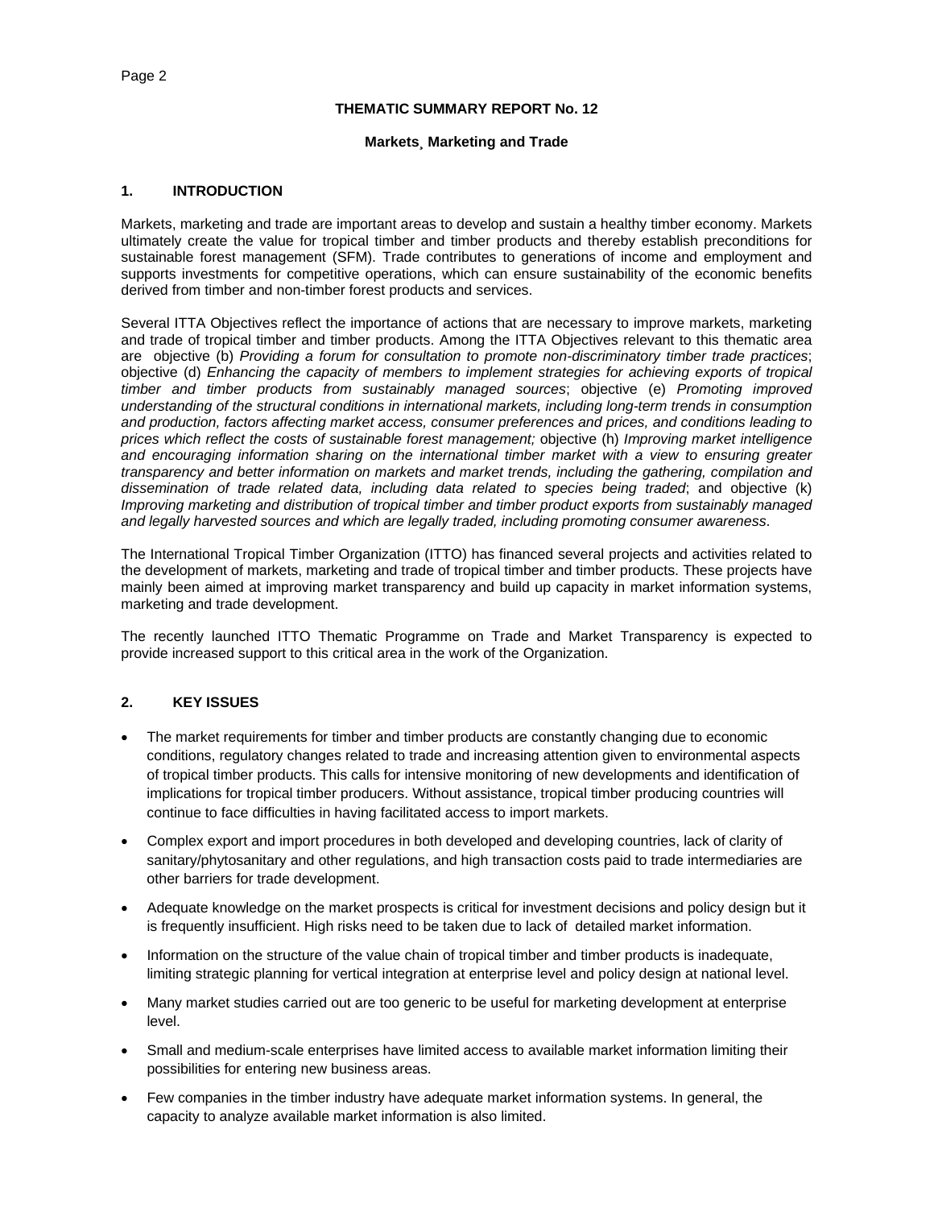# THEMATIC SUMMARY REPORT No. 12

## Markets¸ Marketing and Trade

### 1. INTRODUCTION

Markets, marketing and trade are important areas to develop and sustain a healthy timber economy. Markets ultimately create the value for tropical timber and timber products and thereby establish preconditions for sustainable forest management (SFM). Trade contributes to generations of income and employment and supports investments for competitive operations, which can ensure sustainability of the economic benefits derived from timber and non-timber forest products and services.

Several ITTA Objectives reflect the importance of actions that are necessary to improve markets, marketing and trade of tropical timber and timber products. Among the ITTA Objectives relevant to this thematic area are objective (b) *Providing a forum for consultation to promote non-discriminatory timber trade practices*; objective (d) *Enhancing the capacity of members to implement strategies for achieving exports of tropical timber and timber products from sustainably managed sources*; objective (e) *Promoting improved understanding of the structural conditions in international markets, including long-term trends in consumption and production, factors affecting market access, consumer preferences and prices, and conditions leading to prices which reflect the costs of sustainable forest management;* objective (h) *Improving market intelligence and encouraging information sharing on the international timber market with a view to ensuring greater transparency and better information on markets and market trends, including the gathering, compilation and dissemination of trade related data, including data related to species being traded*; and objective (k) *Improving marketing and distribution of tropical timber and timber product exports from sustainably managed and legally harvested sources and which are legally traded, including promoting consumer awareness*.

The International Tropical Timber Organization (ITTO) has financed several projects and activities related to the development of markets, marketing and trade of tropical timber and timber products. These projects have mainly been aimed at improving market transparency and build up capacity in market information systems, marketing and trade development.

The recently launched ITTO Thematic Programme on Trade and Market Transparency is expected to provide increased support to this critical area in the work of the Organization.

### 2. KEY ISSUES

- The market requirements for timber and timber products are constantly changing due to economic conditions, regulatory changes related to trade and increasing attention given to environmental aspects of tropical timber products. This calls for intensive monitoring of new developments and identification of implications for tropical timber producers. Without assistance, tropical timber producing countries will continue to face difficulties in having facilitated access to import markets.
- Complex export and import procedures in both developed and developing countries, lack of clarity of sanitary/phytosanitary and other regulations, and high transaction costs paid to trade intermediaries are other barriers for trade development.
- Adequate knowledge on the market prospects is critical for investment decisions and policy design but it is frequently insufficient. High risks need to be taken due to lack of detailed market information.
- Information on the structure of the value chain of tropical timber and timber products is inadequate, limiting strategic planning for vertical integration at enterprise level and policy design at national level.
- Many market studies carried out are too generic to be useful for marketing development at enterprise level.
- Small and medium-scale enterprises have limited access to available market information limiting their possibilities for entering new business areas.
- Few companies in the timber industry have adequate market information systems. In general, the capacity to analyze available market information is also limited.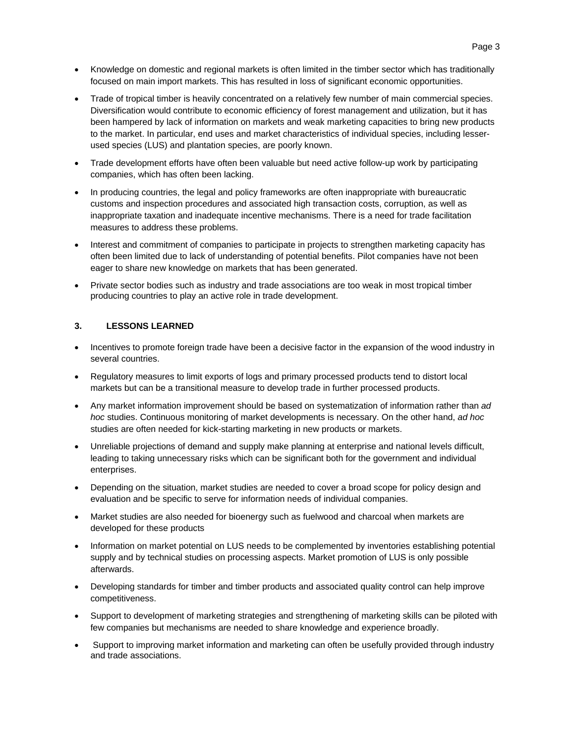- Knowledge on domestic and regional markets is often limited in the timber sector which has traditionally focused on main import markets. This has resulted in loss of significant economic opportunities.
- Trade of tropical timber is heavily concentrated on a relatively few number of main commercial species. Diversification would contribute to economic efficiency of forest management and utilization, but it has been hampered by lack of information on markets and weak marketing capacities to bring new products to the market. In particular, end uses and market characteristics of individual species, including lesser-used species (LUS) and plantation species, are poorly known.
- Trade development efforts have often been valuable but need active follow-up work by participating companies, which has often been lacking.
- In producing countries, the legal and policy frameworks are often inappropriate with bureaucratic customs and inspection procedures and associated high transaction costs, corruption, as well as inappropriate taxation and inadequate incentive mechanisms. There is a need for trade facilitation measures to address these problems.
- Interest and commitment of companies to participate in projects to strengthen marketing capacity has often been limited due to lack of understanding of potential benefits. Pilot companies have not been eager to share new knowledge on markets that has been generated.
- Private sector bodies such as industry and trade associations are too weak in most tropical timber producing countries to play an active role in trade development.

## 3. LESSONS LEARNED

- Incentives to promote foreign trade have been a decisive factor in the expansion of the wood industry in several countries.
- Regulatory measures to limit exports of logs and primary processed products tend to distort local markets but can be a transitional measure to develop trade in further processed products.
- Any market information improvement should be based on systematization of information rather than *ad hoc* studies. Continuous monitoring of market developments is necessary. On the other hand, *ad hoc* studies are often needed for kick-starting marketing in new products or markets.
- Unreliable projections of demand and supply make planning at enterprise and national levels difficult, leading to taking unnecessary risks which can be significant both for the government and individual enterprises.
- Depending on the situation, market studies are needed to cover a broad scope for policy design and evaluation and be specific to serve for information needs of individual companies.
- Market studies are also needed for bioenergy such as fuelwood and charcoal when markets are developed for these products
- Information on market potential on LUS needs to be complemented by inventories establishing potential supply and by technical studies on processing aspects. Market promotion of LUS is only possible afterwards.
- Developing standards for timber and timber products and associated quality control can help improve competitiveness.
- Support to development of marketing strategies and strengthening of marketing skills can be piloted with few companies but mechanisms are needed to share knowledge and experience broadly.
- Support to improving market information and marketing can often be usefully provided through industry and trade associations.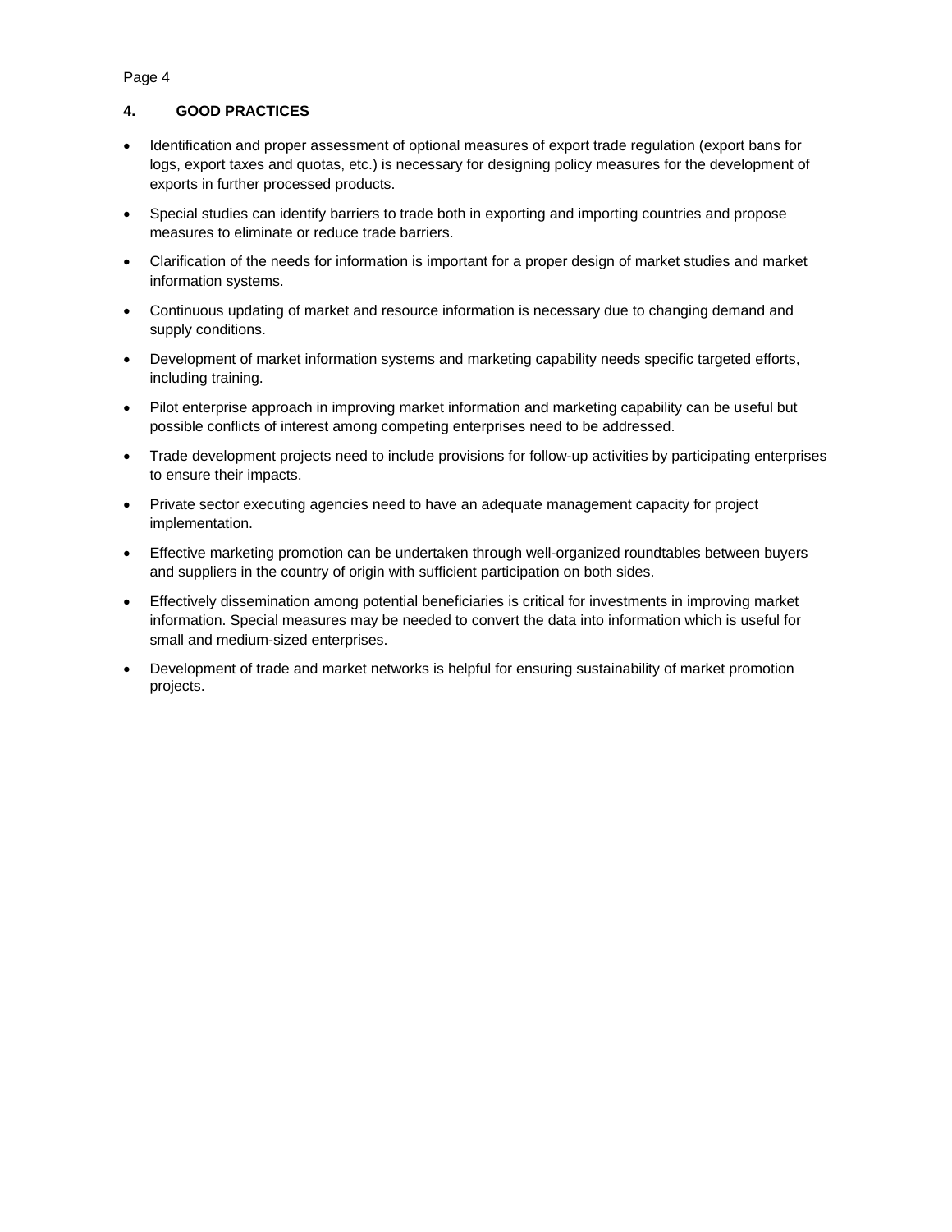## 4. GOOD PRACTICES

- Identification and proper assessment of optional measures of export trade regulation (export bans for logs, export taxes and quotas, etc.) is necessary for designing policy measures for the development of exports in further processed products.
- Special studies can identify barriers to trade both in exporting and importing countries and propose measures to eliminate or reduce trade barriers.
- Clarification of the needs for information is important for a proper design of market studies and market information systems.
- Continuous updating of market and resource information is necessary due to changing demand and supply conditions.
- Development of market information systems and marketing capability needs specific targeted efforts, including training.
- Pilot enterprise approach in improving market information and marketing capability can be useful but possible conflicts of interest among competing enterprises need to be addressed.
- Trade development projects need to include provisions for follow-up activities by participating enterprises to ensure their impacts.
- Private sector executing agencies need to have an adequate management capacity for project implementation.
- Effective marketing promotion can be undertaken through well-organized roundtables between buyers and suppliers in the country of origin with sufficient participation on both sides.
- Effectively dissemination among potential beneficiaries is critical for investments in improving market information. Special measures may be needed to convert the data into information which is useful for small and medium-sized enterprises.
- Development of trade and market networks is helpful for ensuring sustainability of market promotion projects.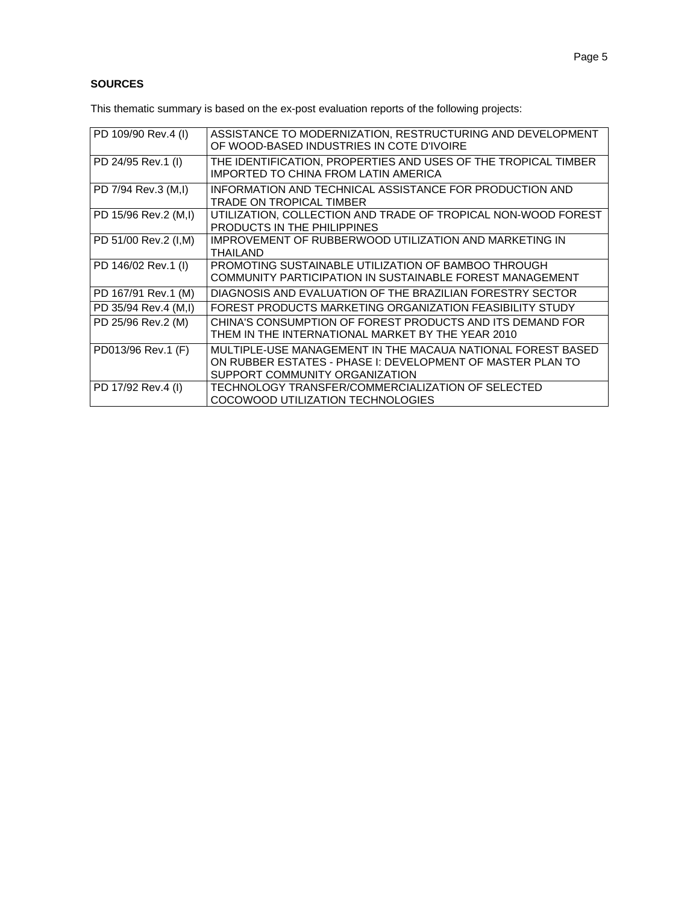**SOURCES**

This thematic summary is based on the ex-post evaluation reports of the following projects:

| | |
|---|---|
| PD 109/90 Rev.4 (I) | ASSISTANCE TO MODERNIZATION, RESTRUCTURING AND DEVELOPMENT OF WOOD-BASED INDUSTRIES IN COTE D'IVOIRE |
| PD 24/95 Rev.1 (I) | THE IDENTIFICATION, PROPERTIES AND USES OF THE TROPICAL TIMBER IMPORTED TO CHINA FROM LATIN AMERICA |
| PD 7/94 Rev.3 (M,I) | INFORMATION AND TECHNICAL ASSISTANCE FOR PRODUCTION AND TRADE ON TROPICAL TIMBER |
| PD 15/96 Rev.2 (M,I) | UTILIZATION, COLLECTION AND TRADE OF TROPICAL NON-WOOD FOREST PRODUCTS IN THE PHILIPPINES |
| PD 51/00 Rev.2 (I,M) | IMPROVEMENT OF RUBBERWOOD UTILIZATION AND MARKETING IN THAILAND |
| PD 146/02 Rev.1 (I) | PROMOTING SUSTAINABLE UTILIZATION OF BAMBOO THROUGH COMMUNITY PARTICIPATION IN SUSTAINABLE FOREST MANAGEMENT |
| PD 167/91 Rev.1 (M) | DIAGNOSIS AND EVALUATION OF THE BRAZILIAN FORESTRY SECTOR |
| PD 35/94 Rev.4 (M,I) | FOREST PRODUCTS MARKETING ORGANIZATION FEASIBILITY STUDY |
| PD 25/96 Rev.2 (M) | CHINA'S CONSUMPTION OF FOREST PRODUCTS AND ITS DEMAND FOR THEM IN THE INTERNATIONAL MARKET BY THE YEAR 2010 |
| PD013/96 Rev.1 (F) | MULTIPLE-USE MANAGEMENT IN THE MACAUA NATIONAL FOREST BASED ON RUBBER ESTATES - PHASE I: DEVELOPMENT OF MASTER PLAN TO SUPPORT COMMUNITY ORGANIZATION |
| PD 17/92 Rev.4 (I) | TECHNOLOGY TRANSFER/COMMERCIALIZATION OF SELECTED COCOWOOD UTILIZATION TECHNOLOGIES |